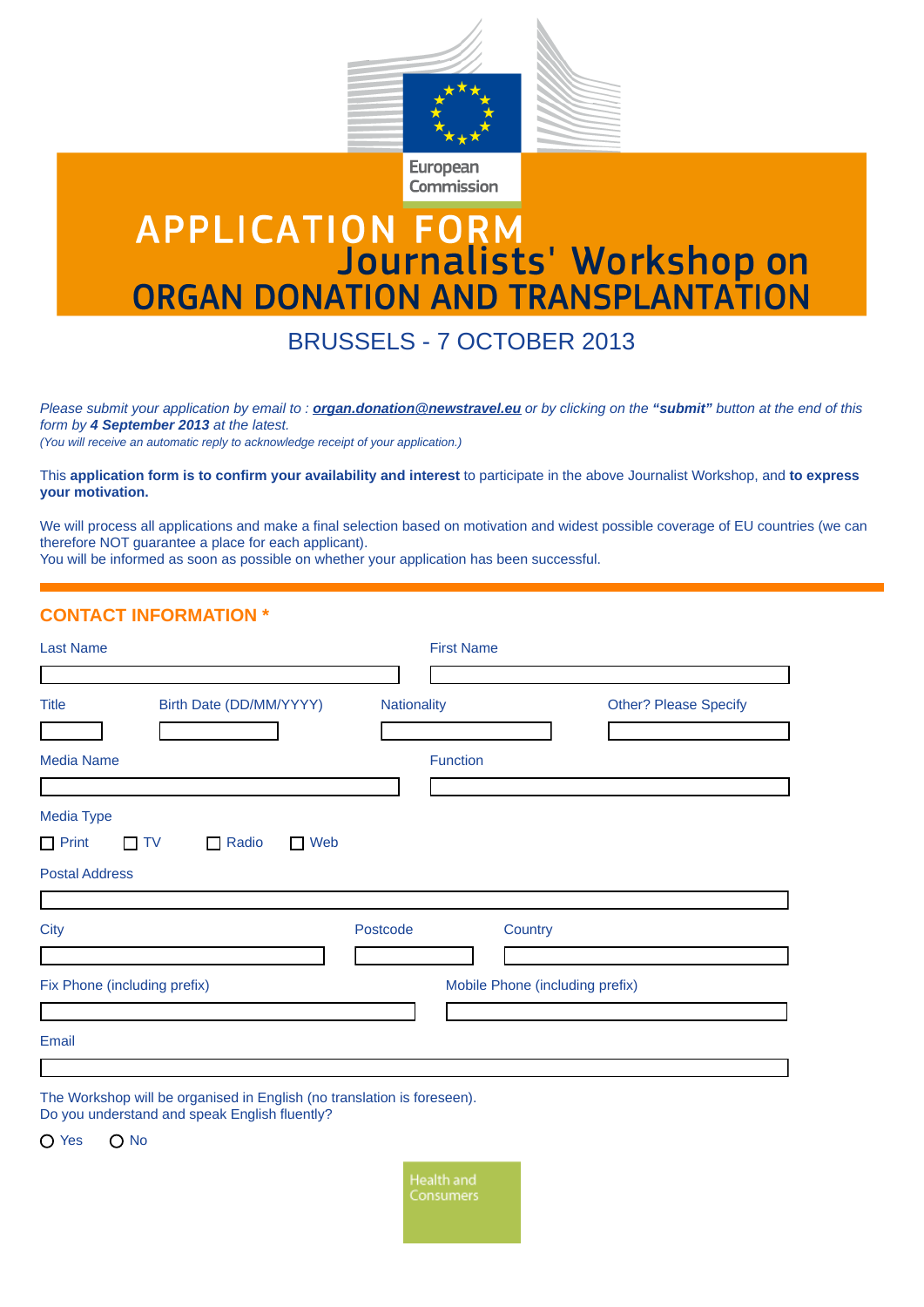European Commission

# APPLICATION FORM
# Journalists' Workshop on ORGAN DONATION AND TRANSPLANTATION

## BRUSSELS - 7 OCTOBER 2013

*Please submit your application by email to : **organ.donation@newstravel.eu** or by clicking on the **"submit"** button at the end of this form by **4 September 2013** at the latest.*
*(You will receive an automatic reply to acknowledge receipt of your application.)*

This **application form is to confirm your availability and interest** to participate in the above Journalist Workshop, and **to express your motivation.**

We will process all applications and make a final selection based on motivation and widest possible coverage of EU countries (we can therefore NOT guarantee a place for each applicant).
You will be informed as soon as possible on whether your application has been successful.

## CONTACT INFORMATION *

Last Name

First Name

Title

Birth Date (DD/MM/YYYY)

Nationality

Other? Please Specify

Media Name

Function

Media Type

☐ Print ☐ TV ☐ Radio ☐ Web

Postal Address

City

Postcode

Country

Fix Phone (including prefix)

Mobile Phone (including prefix)

Email

The Workshop will be organised in English (no translation is foreseen).
Do you understand and speak English fluently?

○ Yes ○ No

Health and Consumers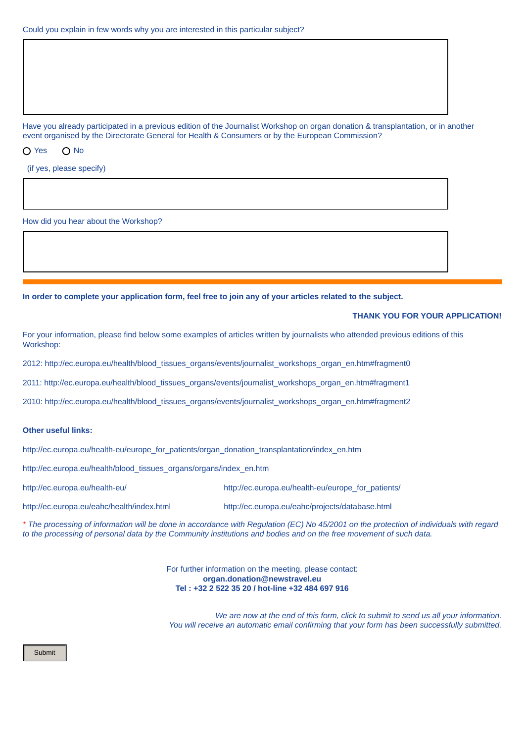Could you explain in few words why you are interested in this particular subject?

Have you already participated in a previous edition of the Journalist Workshop on organ donation & transplantation, or in another event organised by the Directorate General for Health & Consumers or by the European Commission?

○ Yes ○ No

(if yes, please specify)

How did you hear about the Workshop?

---

**In order to complete your application form, feel free to join any of your articles related to the subject.**

**THANK YOU FOR YOUR APPLICATION!**

For your information, please find below some examples of articles written by journalists who attended previous editions of this Workshop:

2012: http://ec.europa.eu/health/blood_tissues_organs/events/journalist_workshops_organ_en.htm#fragment0

2011: http://ec.europa.eu/health/blood_tissues_organs/events/journalist_workshops_organ_en.htm#fragment1

2010: http://ec.europa.eu/health/blood_tissues_organs/events/journalist_workshops_organ_en.htm#fragment2

**Other useful links:**

http://ec.europa.eu/health-eu/europe_for_patients/organ_donation_transplantation/index_en.htm

http://ec.europa.eu/health/blood_tissues_organs/organs/index_en.htm

http://ec.europa.eu/health-eu/

http://ec.europa.eu/health-eu/europe_for_patients/

http://ec.europa.eu/eahc/health/index.html

http://ec.europa.eu/eahc/projects/database.html

\* *The processing of information will be done in accordance with Regulation (EC) No 45/2001 on the protection of individuals with regard to the processing of personal data by the Community institutions and bodies and on the free movement of such data.*

For further information on the meeting, please contact:
**organ.donation@newstravel.eu**
**Tel : +32 2 522 35 20 / hot-line +32 484 697 916**

*We are now at the end of this form, click to submit to send us all your information.*
*You will receive an automatic email confirming that your form has been successfully submitted.*

Submit